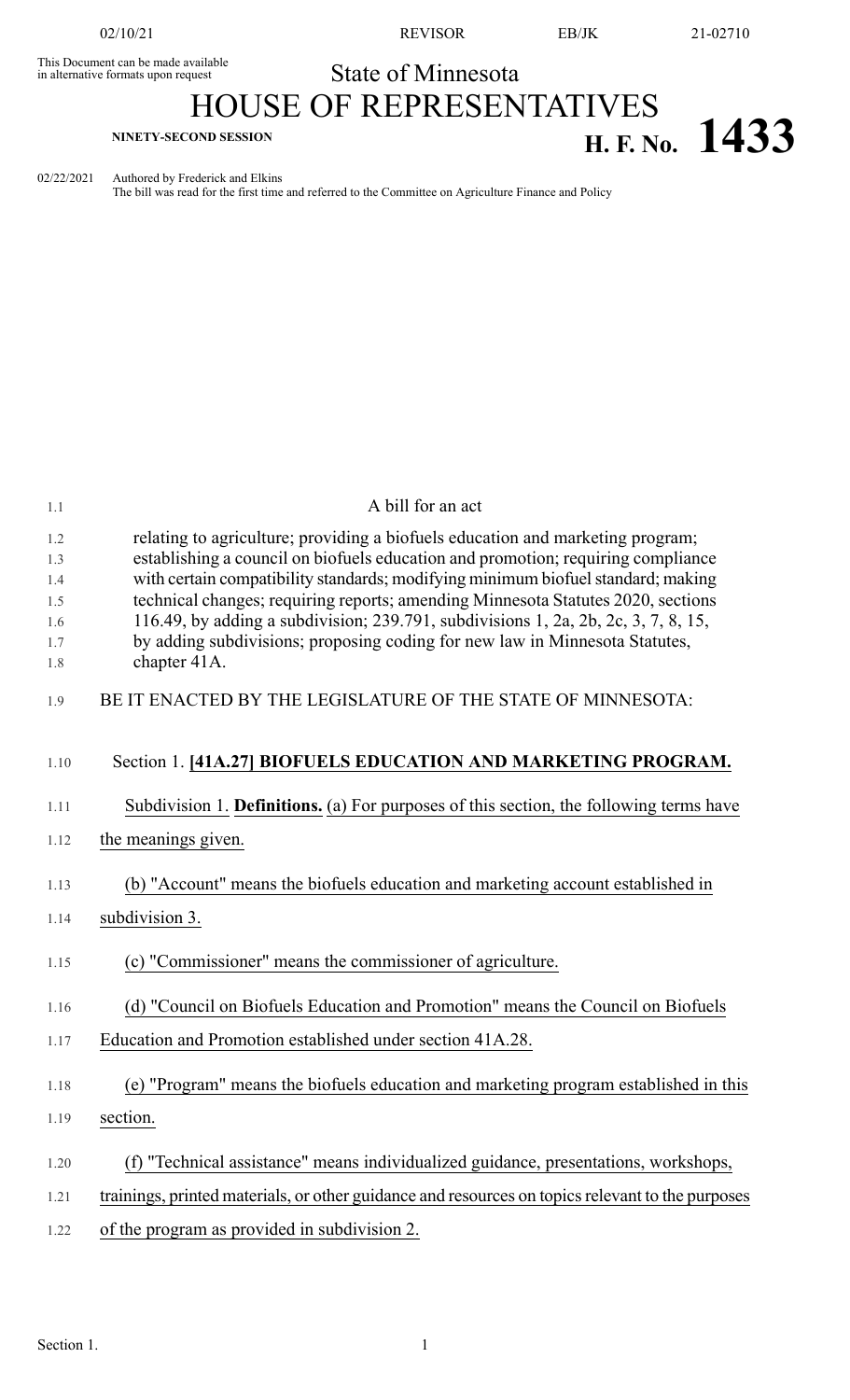This Document can be made available in alternative formats upon request

State of Minnesota

# HOUSE OF REPRESENTATIVES

NINETY-SECOND SESSION

**H. F. No. 1433**

02/22/2021 Authored by Frederick and Elkins

The bill was read for the first time and referred to the Committee on Agriculture Finance and Policy

A bill for an act

relating to agriculture; providing a biofuels education and marketing program; establishing a council on biofuels education and promotion; requiring compliance with certain compatibility standards; modifying minimum biofuel standard; making technical changes; requiring reports; amending Minnesota Statutes 2020, sections 116.49, by adding a subdivision; 239.791, subdivisions 1, 2a, 2b, 2c, 3, 7, 8, 15, by adding subdivisions; proposing coding for new law in Minnesota Statutes, chapter 41A.

BE IT ENACTED BY THE LEGISLATURE OF THE STATE OF MINNESOTA:

Section 1. **[41A.27] BIOFUELS EDUCATION AND MARKETING PROGRAM.**

Subdivision 1. **Definitions.** (a) For purposes of this section, the following terms have the meanings given.

(b) "Account" means the biofuels education and marketing account established in subdivision 3.

(c) "Commissioner" means the commissioner of agriculture.

(d) "Council on Biofuels Education and Promotion" means the Council on Biofuels Education and Promotion established under section 41A.28.

(e) "Program" means the biofuels education and marketing program established in this section.

(f) "Technical assistance" means individualized guidance, presentations, workshops, trainings, printed materials, or other guidance and resources on topics relevant to the purposes of the program as provided in subdivision 2.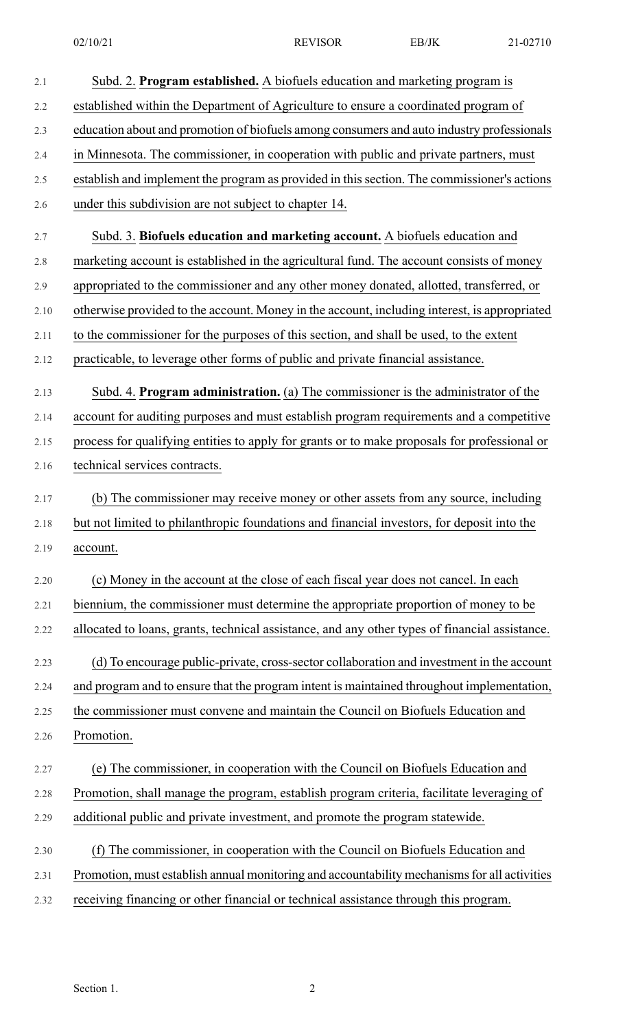Subd. 2. **Program established.** A biofuels education and marketing program is established within the Department of Agriculture to ensure a coordinated program of education about and promotion of biofuels among consumers and auto industry professionals in Minnesota. The commissioner, in cooperation with public and private partners, must establish and implement the program as provided in this section. The commissioner's actions under this subdivision are not subject to chapter 14.

Subd. 3. **Biofuels education and marketing account.** A biofuels education and marketing account is established in the agricultural fund. The account consists of money appropriated to the commissioner and any other money donated, allotted, transferred, or otherwise provided to the account. Money in the account, including interest, is appropriated to the commissioner for the purposes of this section, and shall be used, to the extent practicable, to leverage other forms of public and private financial assistance.

Subd. 4. **Program administration.** (a) The commissioner is the administrator of the account for auditing purposes and must establish program requirements and a competitive process for qualifying entities to apply for grants or to make proposals for professional or technical services contracts.

(b) The commissioner may receive money or other assets from any source, including but not limited to philanthropic foundations and financial investors, for deposit into the account.

(c) Money in the account at the close of each fiscal year does not cancel. In each biennium, the commissioner must determine the appropriate proportion of money to be allocated to loans, grants, technical assistance, and any other types of financial assistance.

(d) To encourage public-private, cross-sector collaboration and investment in the account and program and to ensure that the program intent is maintained throughout implementation, the commissioner must convene and maintain the Council on Biofuels Education and Promotion.

(e) The commissioner, in cooperation with the Council on Biofuels Education and Promotion, shall manage the program, establish program criteria, facilitate leveraging of additional public and private investment, and promote the program statewide.

(f) The commissioner, in cooperation with the Council on Biofuels Education and Promotion, must establish annual monitoring and accountability mechanisms for all activities receiving financing or other financial or technical assistance through this program.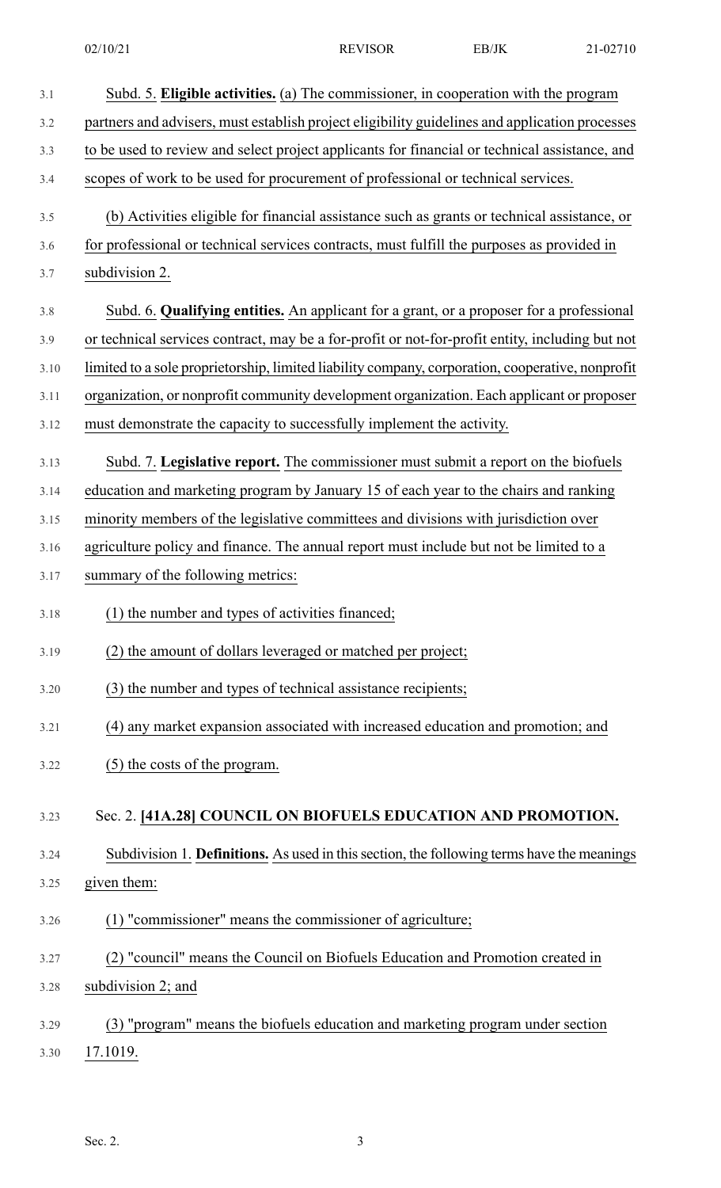Subd. 5. **Eligible activities.** (a) The commissioner, in cooperation with the program partners and advisers, must establish project eligibility guidelines and application processes to be used to review and select project applicants for financial or technical assistance, and scopes of work to be used for procurement of professional or technical services.

(b) Activities eligible for financial assistance such as grants or technical assistance, or for professional or technical services contracts, must fulfill the purposes as provided in subdivision 2.

Subd. 6. **Qualifying entities.** An applicant for a grant, or a proposer for a professional or technical services contract, may be a for-profit or not-for-profit entity, including but not limited to a sole proprietorship, limited liability company, corporation, cooperative, nonprofit organization, or nonprofit community development organization. Each applicant or proposer must demonstrate the capacity to successfully implement the activity.

Subd. 7. **Legislative report.** The commissioner must submit a report on the biofuels education and marketing program by January 15 of each year to the chairs and ranking minority members of the legislative committees and divisions with jurisdiction over agriculture policy and finance. The annual report must include but not be limited to a summary of the following metrics:

(1) the number and types of activities financed;

(2) the amount of dollars leveraged or matched per project;

(3) the number and types of technical assistance recipients;

(4) any market expansion associated with increased education and promotion; and

(5) the costs of the program.

Sec. 2. **[41A.28] COUNCIL ON BIOFUELS EDUCATION AND PROMOTION.**

Subdivision 1. **Definitions.** As used in this section, the following terms have the meanings given them:

(1) "commissioner" means the commissioner of agriculture;

(2) "council" means the Council on Biofuels Education and Promotion created in subdivision 2; and

(3) "program" means the biofuels education and marketing program under section 17.1019.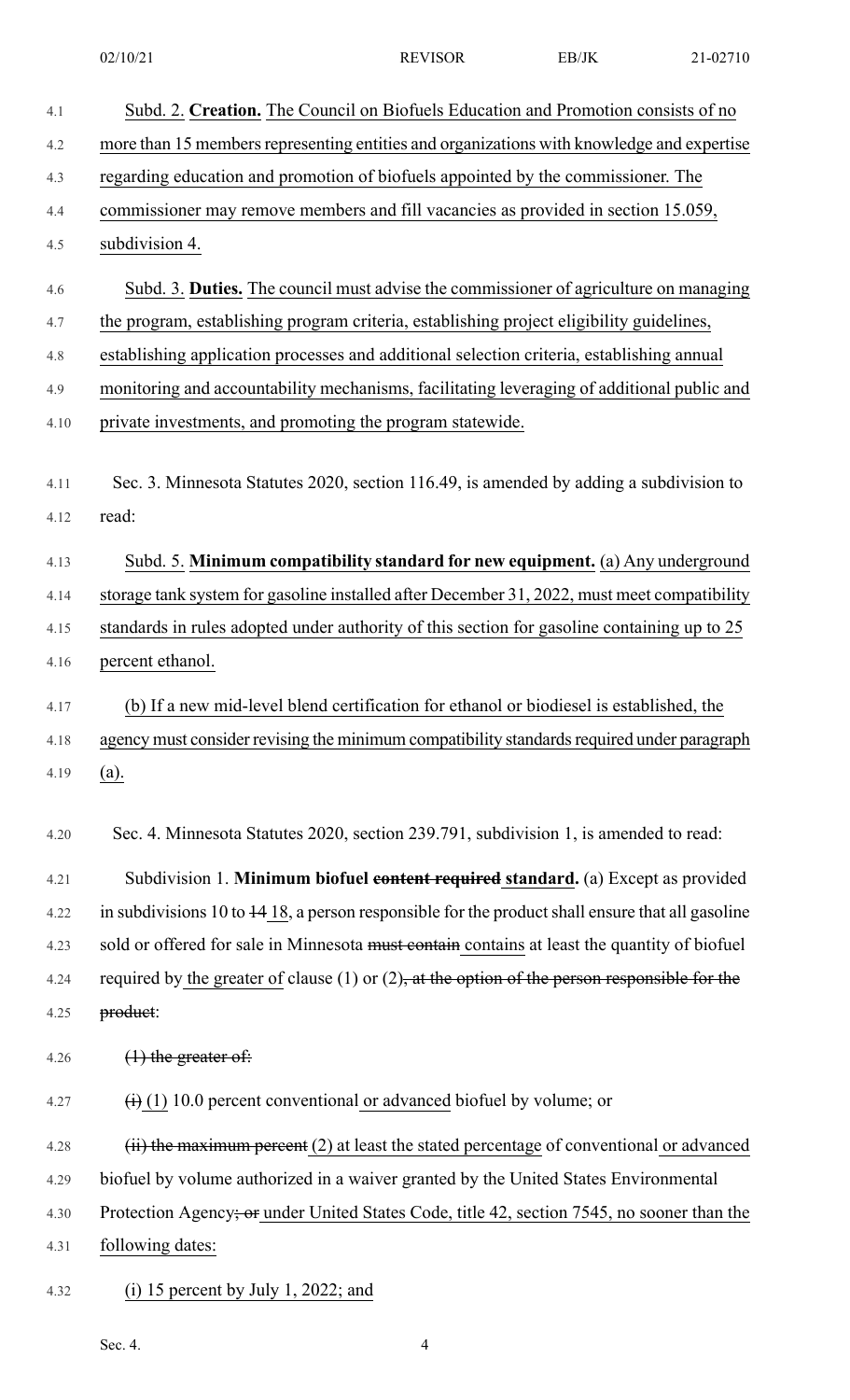Subd. 2. **Creation.** The Council on Biofuels Education and Promotion consists of no more than 15 members representing entities and organizations with knowledge and expertise regarding education and promotion of biofuels appointed by the commissioner. The commissioner may remove members and fill vacancies as provided in section 15.059, subdivision 4.

Subd. 3. **Duties.** The council must advise the commissioner of agriculture on managing the program, establishing program criteria, establishing project eligibility guidelines, establishing application processes and additional selection criteria, establishing annual monitoring and accountability mechanisms, facilitating leveraging of additional public and private investments, and promoting the program statewide.

Sec. 3. Minnesota Statutes 2020, section 116.49, is amended by adding a subdivision to read:

Subd. 5. **Minimum compatibility standard for new equipment.** (a) Any underground storage tank system for gasoline installed after December 31, 2022, must meet compatibility standards in rules adopted under authority of this section for gasoline containing up to 25 percent ethanol.

(b) If a new mid-level blend certification for ethanol or biodiesel is established, the agency must consider revising the minimum compatibility standards required under paragraph (a).

Sec. 4. Minnesota Statutes 2020, section 239.791, subdivision 1, is amended to read:

Subdivision 1. **Minimum biofuel ~~content required~~ standard.** (a) Except as provided in subdivisions 10 to ~~14~~ 18, a person responsible for the product shall ensure that all gasoline sold or offered for sale in Minnesota ~~must contain~~ contains at least the quantity of biofuel required by the greater of clause (1) or (2)~~, at the option of the person responsible for the product~~:

~~(1) the greater of:~~

~~(i)~~ (1) 10.0 percent conventional or advanced biofuel by volume; or

~~(ii) the maximum percent~~ (2) at least the stated percentage of conventional or advanced biofuel by volume authorized in a waiver granted by the United States Environmental Protection Agency~~; or~~ under United States Code, title 42, section 7545, no sooner than the following dates:

(i) 15 percent by July 1, 2022; and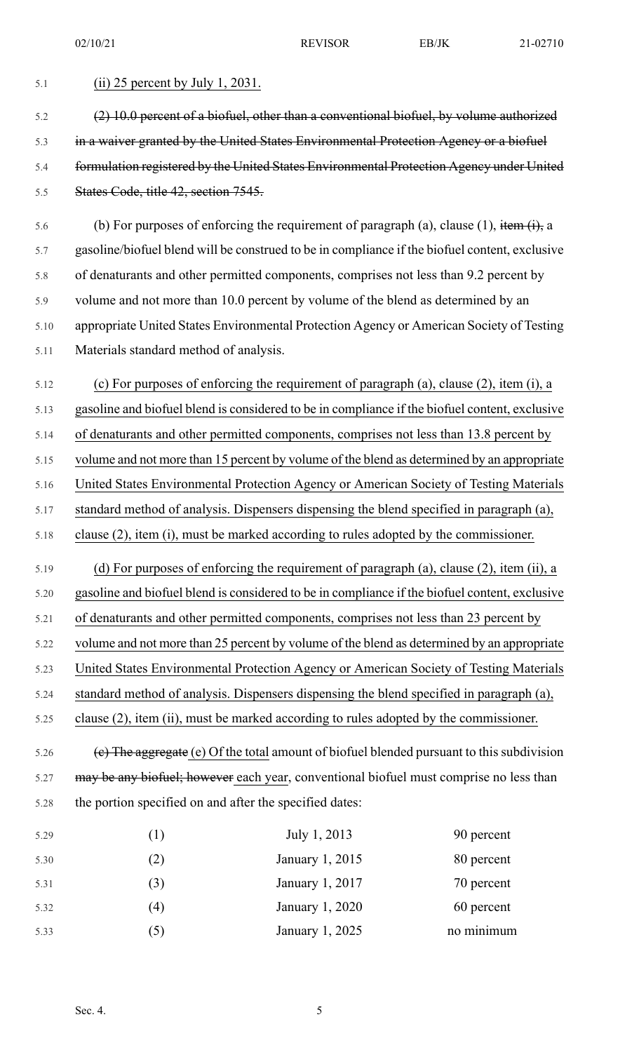(ii) 25 percent by July 1, 2031.

~~(2) 10.0 percent of a biofuel, other than a conventional biofuel, by volume authorized in a waiver granted by the United States Environmental Protection Agency or a biofuel formulation registered by the United States Environmental Protection Agency under United States Code, title 42, section 7545.~~

(b) For purposes of enforcing the requirement of paragraph (a), clause (1), ~~item (i),~~ a gasoline/biofuel blend will be construed to be in compliance if the biofuel content, exclusive of denaturants and other permitted components, comprises not less than 9.2 percent by volume and not more than 10.0 percent by volume of the blend as determined by an appropriate United States Environmental Protection Agency or American Society of Testing Materials standard method of analysis.

(c) For purposes of enforcing the requirement of paragraph (a), clause (2), item (i), a gasoline and biofuel blend is considered to be in compliance if the biofuel content, exclusive of denaturants and other permitted components, comprises not less than 13.8 percent by volume and not more than 15 percent by volume of the blend as determined by an appropriate United States Environmental Protection Agency or American Society of Testing Materials standard method of analysis. Dispensers dispensing the blend specified in paragraph (a), clause (2), item (i), must be marked according to rules adopted by the commissioner.

(d) For purposes of enforcing the requirement of paragraph (a), clause (2), item (ii), a gasoline and biofuel blend is considered to be in compliance if the biofuel content, exclusive of denaturants and other permitted components, comprises not less than 23 percent by volume and not more than 25 percent by volume of the blend as determined by an appropriate United States Environmental Protection Agency or American Society of Testing Materials standard method of analysis. Dispensers dispensing the blend specified in paragraph (a), clause (2), item (ii), must be marked according to rules adopted by the commissioner.

~~(c) The aggregate~~ (e) Of the total amount of biofuel blended pursuant to this subdivision ~~may be any biofuel; however~~ each year, conventional biofuel must comprise no less than the portion specified on and after the specified dates:

| | | |
|---|---|---|
| (1) | July 1, 2013 | 90 percent |
| (2) | January 1, 2015 | 80 percent |
| (3) | January 1, 2017 | 70 percent |
| (4) | January 1, 2020 | 60 percent |
| (5) | January 1, 2025 | no minimum |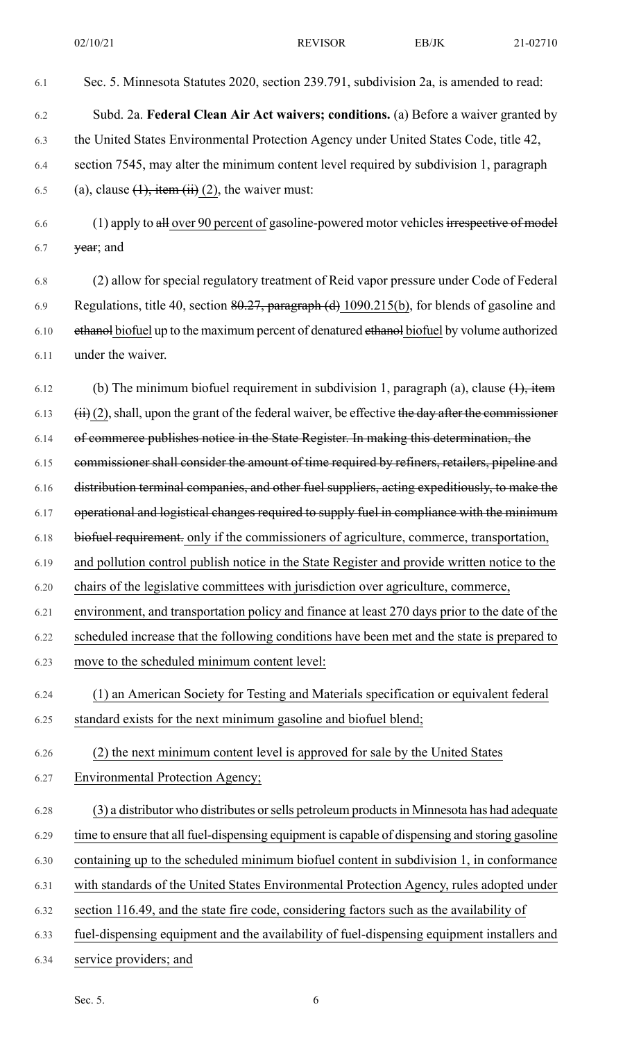Sec. 5. Minnesota Statutes 2020, section 239.791, subdivision 2a, is amended to read:

Subd. 2a. **Federal Clean Air Act waivers; conditions.** (a) Before a waiver granted by the United States Environmental Protection Agency under United States Code, title 42, section 7545, may alter the minimum content level required by subdivision 1, paragraph (a), clause ~~(1), item (ii)~~ (2), the waiver must:

(1) apply to ~~all~~ over 90 percent of gasoline-powered motor vehicles ~~irrespective of model year~~; and

(2) allow for special regulatory treatment of Reid vapor pressure under Code of Federal Regulations, title 40, section ~~80.27, paragraph (d)~~ 1090.215(b), for blends of gasoline and ~~ethanol~~ biofuel up to the maximum percent of denatured ~~ethanol~~ biofuel by volume authorized under the waiver.

(b) The minimum biofuel requirement in subdivision 1, paragraph (a), clause ~~(1), item (ii)~~ (2), shall, upon the grant of the federal waiver, be effective ~~the day after the commissioner of commerce publishes notice in the State Register. In making this determination, the commissioner shall consider the amount of time required by refiners, retailers, pipeline and distribution terminal companies, and other fuel suppliers, acting expeditiously, to make the operational and logistical changes required to supply fuel in compliance with the minimum biofuel requirement.~~ only if the commissioners of agriculture, commerce, transportation, and pollution control publish notice in the State Register and provide written notice to the chairs of the legislative committees with jurisdiction over agriculture, commerce, environment, and transportation policy and finance at least 270 days prior to the date of the scheduled increase that the following conditions have been met and the state is prepared to move to the scheduled minimum content level:

(1) an American Society for Testing and Materials specification or equivalent federal standard exists for the next minimum gasoline and biofuel blend;

(2) the next minimum content level is approved for sale by the United States Environmental Protection Agency;

(3) a distributor who distributes or sells petroleum products in Minnesota has had adequate time to ensure that all fuel-dispensing equipment is capable of dispensing and storing gasoline containing up to the scheduled minimum biofuel content in subdivision 1, in conformance with standards of the United States Environmental Protection Agency, rules adopted under section 116.49, and the state fire code, considering factors such as the availability of fuel-dispensing equipment and the availability of fuel-dispensing equipment installers and service providers; and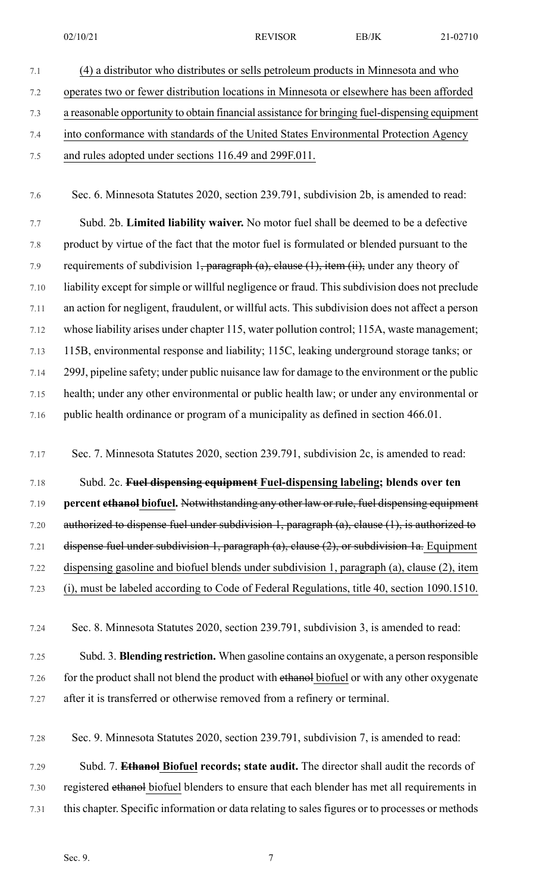(4) a distributor who distributes or sells petroleum products in Minnesota and who operates two or fewer distribution locations in Minnesota or elsewhere has been afforded a reasonable opportunity to obtain financial assistance for bringing fuel-dispensing equipment into conformance with standards of the United States Environmental Protection Agency and rules adopted under sections 116.49 and 299F.011.

Sec. 6. Minnesota Statutes 2020, section 239.791, subdivision 2b, is amended to read:

Subd. 2b. **Limited liability waiver.** No motor fuel shall be deemed to be a defective product by virtue of the fact that the motor fuel is formulated or blended pursuant to the requirements of subdivision 1~~, paragraph (a), clause (1), item (ii),~~ under any theory of liability except for simple or willful negligence or fraud. This subdivision does not preclude an action for negligent, fraudulent, or willful acts. This subdivision does not affect a person whose liability arises under chapter 115, water pollution control; 115A, waste management; 115B, environmental response and liability; 115C, leaking underground storage tanks; or 299J, pipeline safety; under public nuisance law for damage to the environment or the public health; under any other environmental or public health law; or under any environmental or public health ordinance or program of a municipality as defined in section 466.01.

Sec. 7. Minnesota Statutes 2020, section 239.791, subdivision 2c, is amended to read:

Subd. 2c. **~~Fuel dispensing equipment~~ Fuel-dispensing labeling; blends over ten percent ~~ethanol~~ biofuel.** ~~Notwithstanding any other law or rule, fuel dispensing equipment authorized to dispense fuel under subdivision 1, paragraph (a), clause (1), is authorized to dispense fuel under subdivision 1, paragraph (a), clause (2), or subdivision 1a.~~ Equipment dispensing gasoline and biofuel blends under subdivision 1, paragraph (a), clause (2), item (i), must be labeled according to Code of Federal Regulations, title 40, section 1090.1510.

Sec. 8. Minnesota Statutes 2020, section 239.791, subdivision 3, is amended to read:

Subd. 3. **Blending restriction.** When gasoline contains an oxygenate, a person responsible for the product shall not blend the product with ~~ethanol~~ biofuel or with any other oxygenate after it is transferred or otherwise removed from a refinery or terminal.

Sec. 9. Minnesota Statutes 2020, section 239.791, subdivision 7, is amended to read:

Subd. 7. **~~Ethanol~~ Biofuel records; state audit.** The director shall audit the records of registered ~~ethanol~~ biofuel blenders to ensure that each blender has met all requirements in this chapter. Specific information or data relating to sales figures or to processes or methods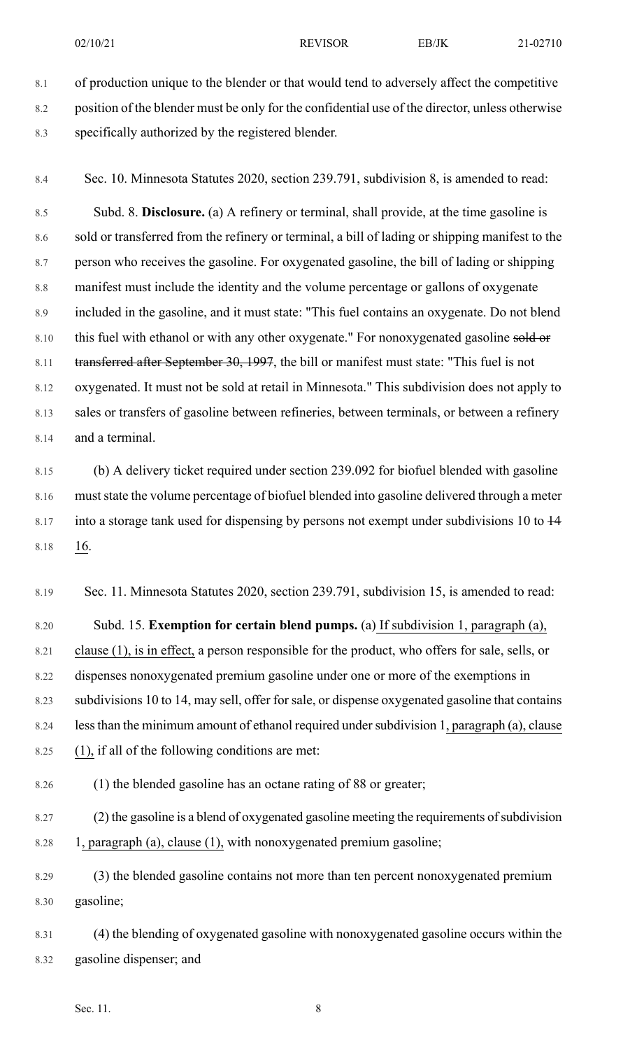of production unique to the blender or that would tend to adversely affect the competitive position of the blender must be only for the confidential use of the director, unless otherwise specifically authorized by the registered blender.

Sec. 10. Minnesota Statutes 2020, section 239.791, subdivision 8, is amended to read:

Subd. 8. **Disclosure.** (a) A refinery or terminal, shall provide, at the time gasoline is sold or transferred from the refinery or terminal, a bill of lading or shipping manifest to the person who receives the gasoline. For oxygenated gasoline, the bill of lading or shipping manifest must include the identity and the volume percentage or gallons of oxygenate included in the gasoline, and it must state: "This fuel contains an oxygenate. Do not blend this fuel with ethanol or with any other oxygenate." For nonoxygenated gasoline ~~sold or transferred after September 30, 1997~~, the bill or manifest must state: "This fuel is not oxygenated. It must not be sold at retail in Minnesota." This subdivision does not apply to sales or transfers of gasoline between refineries, between terminals, or between a refinery and a terminal.

(b) A delivery ticket required under section 239.092 for biofuel blended with gasoline must state the volume percentage of biofuel blended into gasoline delivered through a meter into a storage tank used for dispensing by persons not exempt under subdivisions 10 to ~~14~~ 16.

Sec. 11. Minnesota Statutes 2020, section 239.791, subdivision 15, is amended to read:

Subd. 15. **Exemption for certain blend pumps.** (a) If subdivision 1, paragraph (a), clause (1), is in effect, a person responsible for the product, who offers for sale, sells, or dispenses nonoxygenated premium gasoline under one or more of the exemptions in subdivisions 10 to 14, may sell, offer for sale, or dispense oxygenated gasoline that contains less than the minimum amount of ethanol required under subdivision 1, paragraph (a), clause (1), if all of the following conditions are met:

(1) the blended gasoline has an octane rating of 88 or greater;

(2) the gasoline is a blend of oxygenated gasoline meeting the requirements of subdivision 1, paragraph (a), clause (1), with nonoxygenated premium gasoline;

(3) the blended gasoline contains not more than ten percent nonoxygenated premium gasoline;

(4) the blending of oxygenated gasoline with nonoxygenated gasoline occurs within the gasoline dispenser; and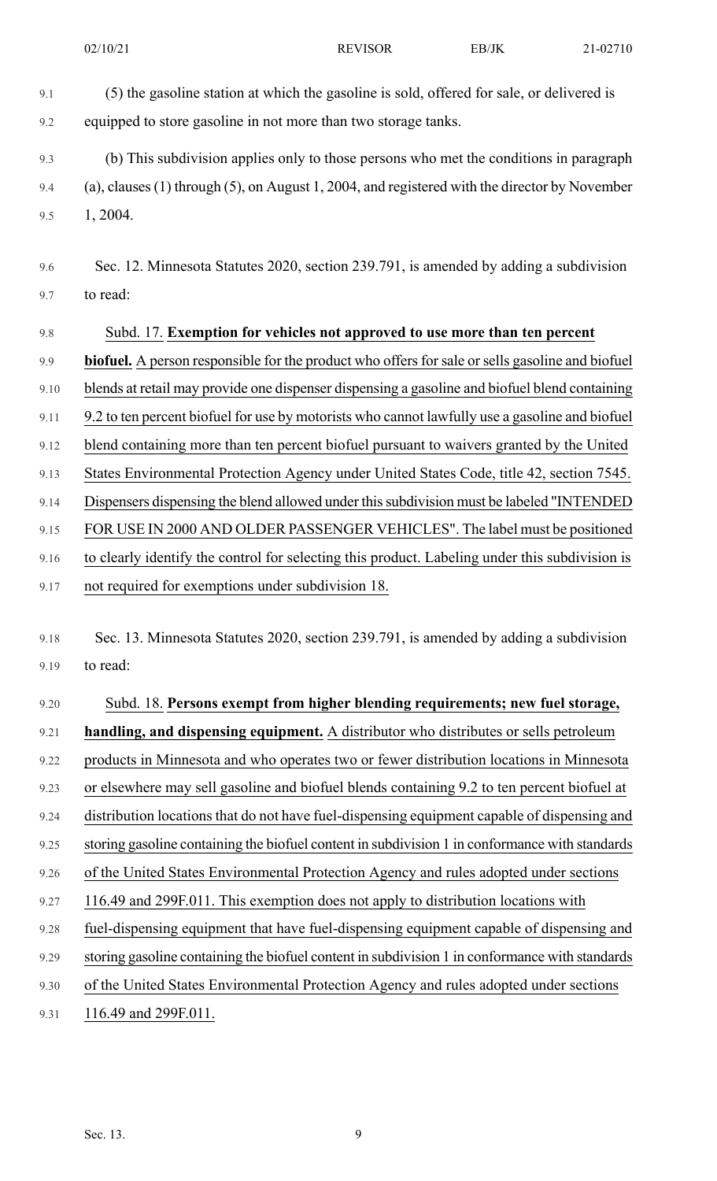(5) the gasoline station at which the gasoline is sold, offered for sale, or delivered is equipped to store gasoline in not more than two storage tanks.

(b) This subdivision applies only to those persons who met the conditions in paragraph (a), clauses (1) through (5), on August 1, 2004, and registered with the director by November 1, 2004.

Sec. 12. Minnesota Statutes 2020, section 239.791, is amended by adding a subdivision to read:

Subd. 17. **Exemption for vehicles not approved to use more than ten percent biofuel.** A person responsible for the product who offers for sale or sells gasoline and biofuel blends at retail may provide one dispenser dispensing a gasoline and biofuel blend containing 9.2 to ten percent biofuel for use by motorists who cannot lawfully use a gasoline and biofuel blend containing more than ten percent biofuel pursuant to waivers granted by the United States Environmental Protection Agency under United States Code, title 42, section 7545. Dispensers dispensing the blend allowed under this subdivision must be labeled "INTENDED FOR USE IN 2000 AND OLDER PASSENGER VEHICLES". The label must be positioned to clearly identify the control for selecting this product. Labeling under this subdivision is not required for exemptions under subdivision 18.

Sec. 13. Minnesota Statutes 2020, section 239.791, is amended by adding a subdivision to read:

Subd. 18. **Persons exempt from higher blending requirements; new fuel storage, handling, and dispensing equipment.** A distributor who distributes or sells petroleum products in Minnesota and who operates two or fewer distribution locations in Minnesota or elsewhere may sell gasoline and biofuel blends containing 9.2 to ten percent biofuel at distribution locations that do not have fuel-dispensing equipment capable of dispensing and storing gasoline containing the biofuel content in subdivision 1 in conformance with standards of the United States Environmental Protection Agency and rules adopted under sections 116.49 and 299F.011. This exemption does not apply to distribution locations with fuel-dispensing equipment that have fuel-dispensing equipment capable of dispensing and storing gasoline containing the biofuel content in subdivision 1 in conformance with standards of the United States Environmental Protection Agency and rules adopted under sections 116.49 and 299F.011.